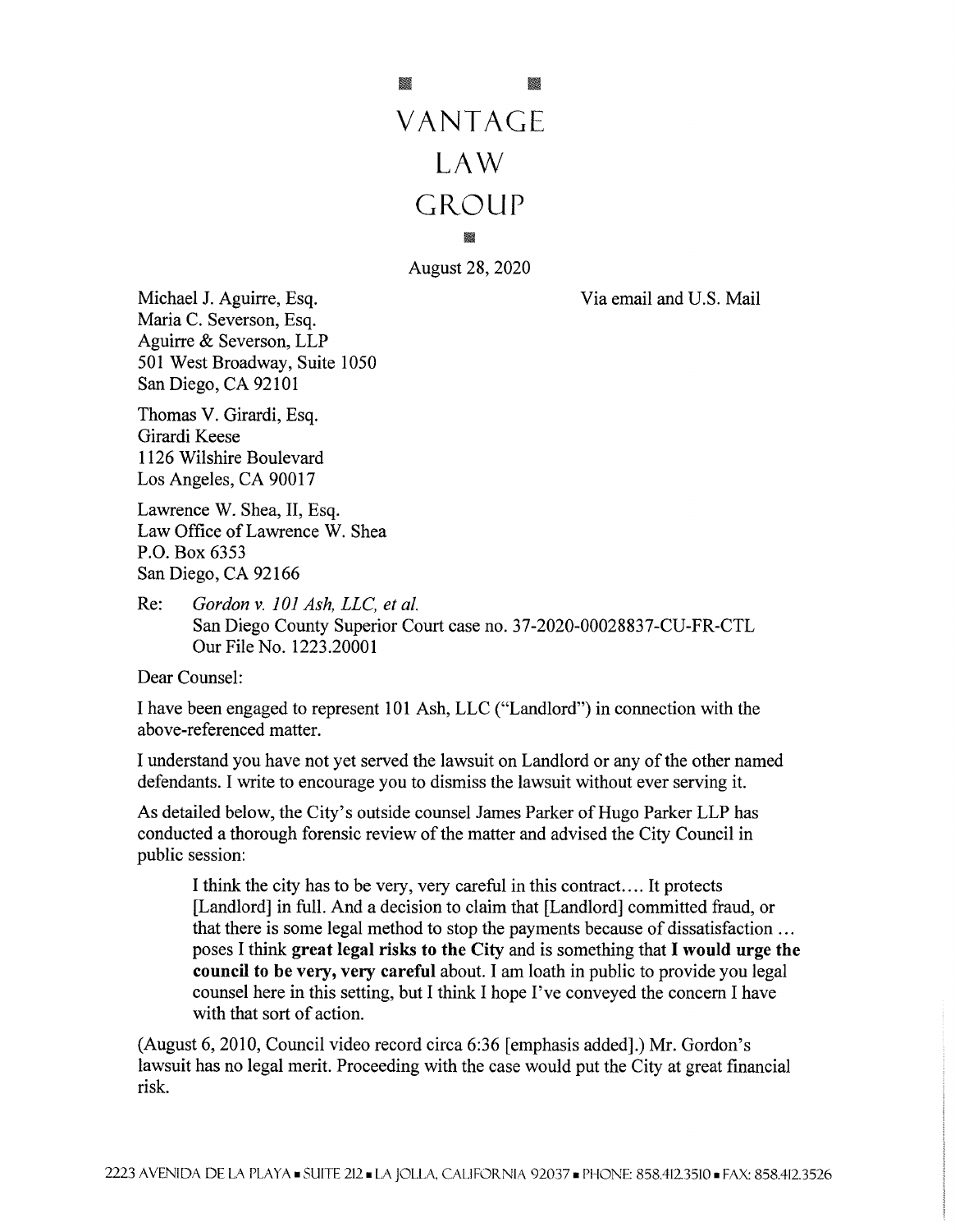# VANTAGE LAW GROUP

August 28, 2020

Via email and U.S. Mail

Michael J. Aguirre, Esq.
Maria C. Severson, Esq.
Aguirre & Severson, LLP
501 West Broadway, Suite 1050
San Diego, CA 92101

Thomas V. Girardi, Esq.
Girardi Keese
1126 Wilshire Boulevard
Los Angeles, CA 90017

Lawrence W. Shea, II, Esq.
Law Office of Lawrence W. Shea
P.O. Box 6353
San Diego, CA 92166

Re: *Gordon v. 101 Ash, LLC, et al.*
San Diego County Superior Court case no. 37-2020-00028837-CU-FR-CTL
Our File No. 1223.20001

Dear Counsel:

I have been engaged to represent 101 Ash, LLC ("Landlord") in connection with the above-referenced matter.

I understand you have not yet served the lawsuit on Landlord or any of the other named defendants. I write to encourage you to dismiss the lawsuit without ever serving it.

As detailed below, the City's outside counsel James Parker of Hugo Parker LLP has conducted a thorough forensic review of the matter and advised the City Council in public session:

> I think the city has to be very, very careful in this contract.... It protects [Landlord] in full. And a decision to claim that [Landlord] committed fraud, or that there is some legal method to stop the payments because of dissatisfaction ... poses I think **great legal risks to the City** and is something that **I would urge the council to be very, very careful** about. I am loath in public to provide you legal counsel here in this setting, but I think I hope I've conveyed the concern I have with that sort of action.

(August 6, 2010, Council video record circa 6:36 [emphasis added].) Mr. Gordon's lawsuit has no legal merit. Proceeding with the case would put the City at great financial risk.

2223 AVENIDA DE LA PLAYA ▪ SUITE 212 ▪ LA JOLLA, CALIFORNIA 92037 ▪ PHONE: 858.412.3510 ▪ FAX: 858.412.3526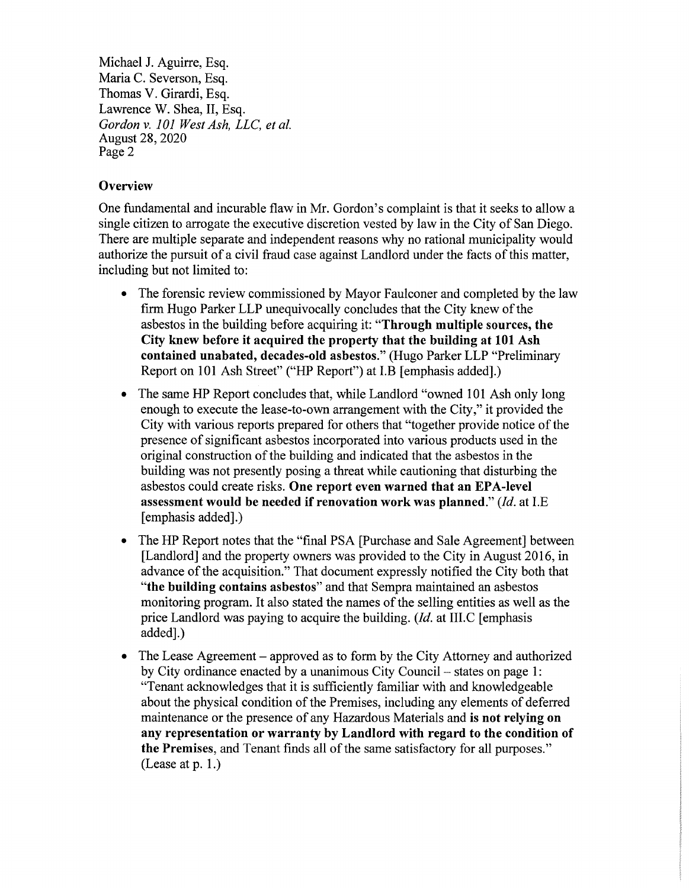## Overview

One fundamental and incurable flaw in Mr. Gordon's complaint is that it seeks to allow a single citizen to arrogate the executive discretion vested by law in the City of San Diego. There are multiple separate and independent reasons why no rational municipality would authorize the pursuit of a civil fraud case against Landlord under the facts of this matter, including but not limited to:

- The forensic review commissioned by Mayor Faulconer and completed by the law firm Hugo Parker LLP unequivocally concludes that the City knew of the asbestos in the building before acquiring it: "**Through multiple sources, the City knew before it acquired the property that the building at 101 Ash contained unabated, decades-old asbestos.**" (Hugo Parker LLP "Preliminary Report on 101 Ash Street" ("HP Report") at I.B [emphasis added].)
- The same HP Report concludes that, while Landlord "owned 101 Ash only long enough to execute the lease-to-own arrangement with the City," it provided the City with various reports prepared for others that "together provide notice of the presence of significant asbestos incorporated into various products used in the original construction of the building and indicated that the asbestos in the building was not presently posing a threat while cautioning that disturbing the asbestos could create risks. **One report even warned that an EPA-level assessment would be needed if renovation work was planned.**" (*Id.* at I.E [emphasis added].)
- The HP Report notes that the "final PSA [Purchase and Sale Agreement] between [Landlord] and the property owners was provided to the City in August 2016, in advance of the acquisition." That document expressly notified the City both that "**the building contains asbestos**" and that Sempra maintained an asbestos monitoring program. It also stated the names of the selling entities as well as the price Landlord was paying to acquire the building. (*Id.* at III.C [emphasis added].)
- The Lease Agreement – approved as to form by the City Attorney and authorized by City ordinance enacted by a unanimous City Council – states on page 1: "Tenant acknowledges that it is sufficiently familiar with and knowledgeable about the physical condition of the Premises, including any elements of deferred maintenance or the presence of any Hazardous Materials and **is not relying on any representation or warranty by Landlord with regard to the condition of the Premises**, and Tenant finds all of the same satisfactory for all purposes." (Lease at p. 1.)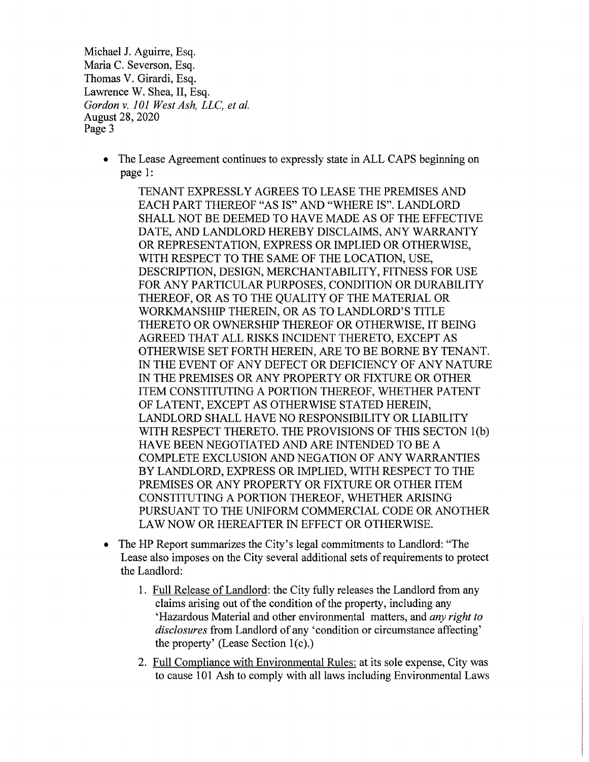- The Lease Agreement continues to expressly state in ALL CAPS beginning on page 1:

  > TENANT EXPRESSLY AGREES TO LEASE THE PREMISES AND EACH PART THEREOF "AS IS" AND "WHERE IS". LANDLORD SHALL NOT BE DEEMED TO HAVE MADE AS OF THE EFFECTIVE DATE, AND LANDLORD HEREBY DISCLAIMS, ANY WARRANTY OR REPRESENTATION, EXPRESS OR IMPLIED OR OTHERWISE, WITH RESPECT TO THE SAME OF THE LOCATION, USE, DESCRIPTION, DESIGN, MERCHANTABILITY, FITNESS FOR USE FOR ANY PARTICULAR PURPOSES, CONDITION OR DURABILITY THEREOF, OR AS TO THE QUALITY OF THE MATERIAL OR WORKMANSHIP THEREIN, OR AS TO LANDLORD'S TITLE THERETO OR OWNERSHIP THEREOF OR OTHERWISE, IT BEING AGREED THAT ALL RISKS INCIDENT THERETO, EXCEPT AS OTHERWISE SET FORTH HEREIN, ARE TO BE BORNE BY TENANT. IN THE EVENT OF ANY DEFECT OR DEFICIENCY OF ANY NATURE IN THE PREMISES OR ANY PROPERTY OR FIXTURE OR OTHER ITEM CONSTITUTING A PORTION THEREOF, WHETHER PATENT OF LATENT, EXCEPT AS OTHERWISE STATED HEREIN, LANDLORD SHALL HAVE NO RESPONSIBILITY OR LIABILITY WITH RESPECT THERETO. THE PROVISIONS OF THIS SECTON 1(b) HAVE BEEN NEGOTIATED AND ARE INTENDED TO BE A COMPLETE EXCLUSION AND NEGATION OF ANY WARRANTIES BY LANDLORD, EXPRESS OR IMPLIED, WITH RESPECT TO THE PREMISES OR ANY PROPERTY OR FIXTURE OR OTHER ITEM CONSTITUTING A PORTION THEREOF, WHETHER ARISING PURSUANT TO THE UNIFORM COMMERCIAL CODE OR ANOTHER LAW NOW OR HEREAFTER IN EFFECT OR OTHERWISE.

- The HP Report summarizes the City's legal commitments to Landlord: "The Lease also imposes on the City several additional sets of requirements to protect the Landlord:

  1. Full Release of Landlord: the City fully releases the Landlord from any claims arising out of the condition of the property, including any 'Hazardous Material and other environmental matters, and *any right to disclosures* from Landlord of any 'condition or circumstance affecting' the property' (Lease Section 1(c).)

  2. Full Compliance with Environmental Rules: at its sole expense, City was to cause 101 Ash to comply with all laws including Environmental Laws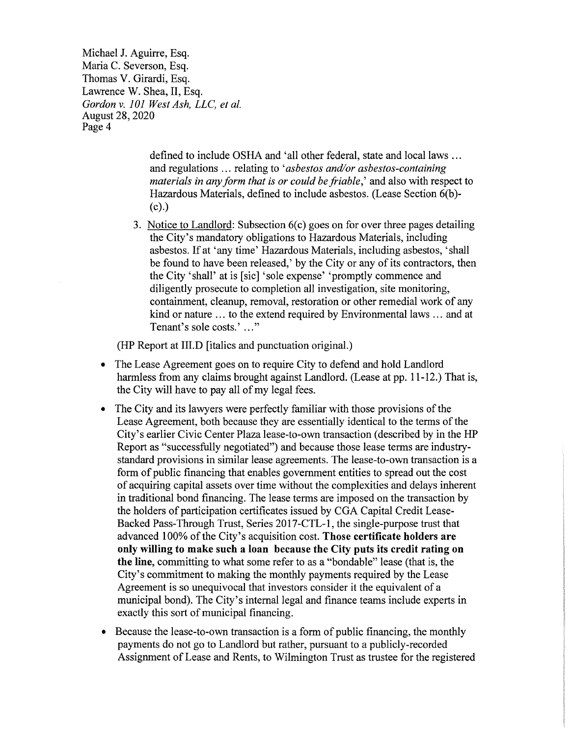defined to include OSHA and 'all other federal, state and local laws … and regulations … relating to '*asbestos and/or asbestos-containing materials in any form that is or could be friable*,' and also with respect to Hazardous Materials, defined to include asbestos. (Lease Section 6(b)-(c).)

3. Notice to Landlord: Subsection 6(c) goes on for over three pages detailing the City's mandatory obligations to Hazardous Materials, including asbestos. If at 'any time' Hazardous Materials, including asbestos, 'shall be found to have been released,' by the City or any of its contractors, then the City 'shall' at is [sic] 'sole expense' 'promptly commence and diligently prosecute to completion all investigation, site monitoring, containment, cleanup, removal, restoration or other remedial work of any kind or nature … to the extend required by Environmental laws … and at Tenant's sole costs.' …"

(HP Report at III.D [italics and punctuation original.)

- The Lease Agreement goes on to require City to defend and hold Landlord harmless from any claims brought against Landlord. (Lease at pp. 11-12.) That is, the City will have to pay all of my legal fees.
- The City and its lawyers were perfectly familiar with those provisions of the Lease Agreement, both because they are essentially identical to the terms of the City's earlier Civic Center Plaza lease-to-own transaction (described by in the HP Report as "successfully negotiated") and because those lease terms are industry-standard provisions in similar lease agreements. The lease-to-own transaction is a form of public financing that enables government entities to spread out the cost of acquiring capital assets over time without the complexities and delays inherent in traditional bond financing. The lease terms are imposed on the transaction by the holders of participation certificates issued by CGA Capital Credit Lease-Backed Pass-Through Trust, Series 2017-CTL-1, the single-purpose trust that advanced 100% of the City's acquisition cost. **Those certificate holders are only willing to make such a loan because the City puts its credit rating on the line,** committing to what some refer to as a "bondable" lease (that is, the City's commitment to making the monthly payments required by the Lease Agreement is so unequivocal that investors consider it the equivalent of a municipal bond). The City's internal legal and finance teams include experts in exactly this sort of municipal financing.
- Because the lease-to-own transaction is a form of public financing, the monthly payments do not go to Landlord but rather, pursuant to a publicly-recorded Assignment of Lease and Rents, to Wilmington Trust as trustee for the registered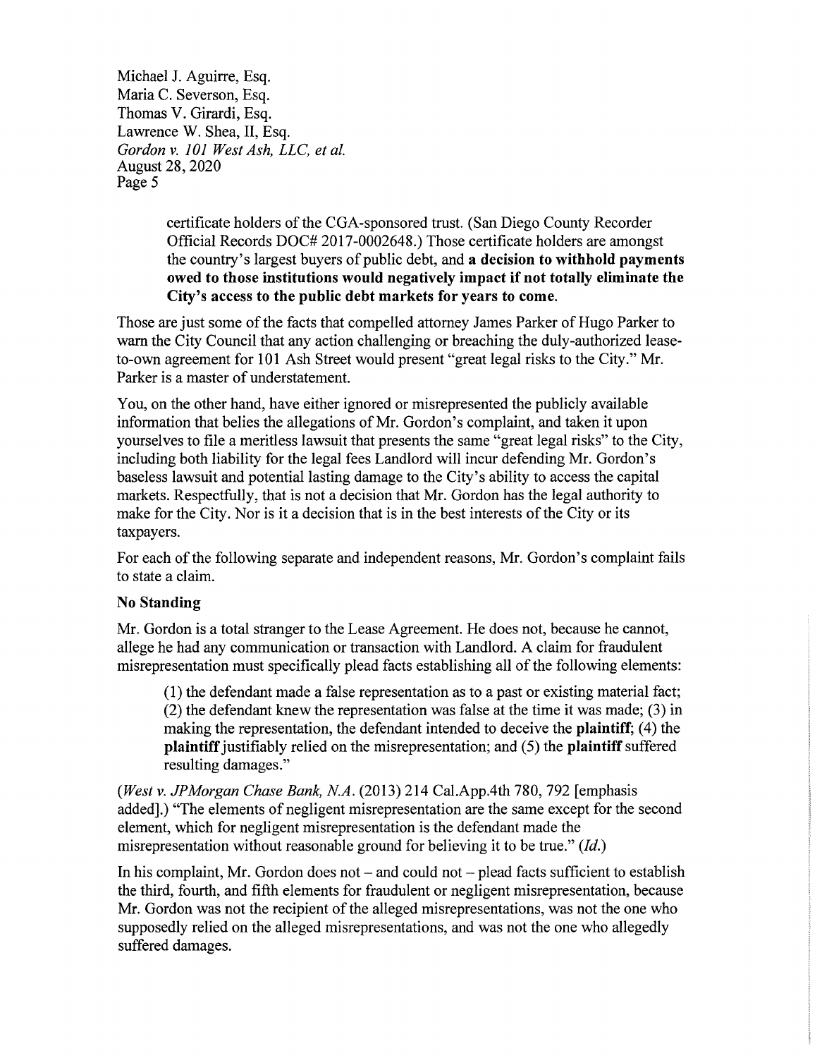> certificate holders of the CGA-sponsored trust. (San Diego County Recorder Official Records DOC# 2017-0002648.) Those certificate holders are amongst the country's largest buyers of public debt, and **a decision to withhold payments owed to those institutions would negatively impact if not totally eliminate the City's access to the public debt markets for years to come.**

Those are just some of the facts that compelled attorney James Parker of Hugo Parker to warn the City Council that any action challenging or breaching the duly-authorized lease-to-own agreement for 101 Ash Street would present "great legal risks to the City." Mr. Parker is a master of understatement.

You, on the other hand, have either ignored or misrepresented the publicly available information that belies the allegations of Mr. Gordon's complaint, and taken it upon yourselves to file a meritless lawsuit that presents the same "great legal risks" to the City, including both liability for the legal fees Landlord will incur defending Mr. Gordon's baseless lawsuit and potential lasting damage to the City's ability to access the capital markets. Respectfully, that is not a decision that Mr. Gordon has the legal authority to make for the City. Nor is it a decision that is in the best interests of the City or its taxpayers.

For each of the following separate and independent reasons, Mr. Gordon's complaint fails to state a claim.

**No Standing**

Mr. Gordon is a total stranger to the Lease Agreement. He does not, because he cannot, allege he had any communication or transaction with Landlord. A claim for fraudulent misrepresentation must specifically plead facts establishing all of the following elements:

> (1) the defendant made a false representation as to a past or existing material fact; (2) the defendant knew the representation was false at the time it was made; (3) in making the representation, the defendant intended to deceive the **plaintiff**; (4) the **plaintiff** justifiably relied on the misrepresentation; and (5) the **plaintiff** suffered resulting damages."

(*West v. JPMorgan Chase Bank, N.A.* (2013) 214 Cal.App.4th 780, 792 [emphasis added].) "The elements of negligent misrepresentation are the same except for the second element, which for negligent misrepresentation is the defendant made the misrepresentation without reasonable ground for believing it to be true." (*Id.*)

In his complaint, Mr. Gordon does not – and could not – plead facts sufficient to establish the third, fourth, and fifth elements for fraudulent or negligent misrepresentation, because Mr. Gordon was not the recipient of the alleged misrepresentations, was not the one who supposedly relied on the alleged misrepresentations, and was not the one who allegedly suffered damages.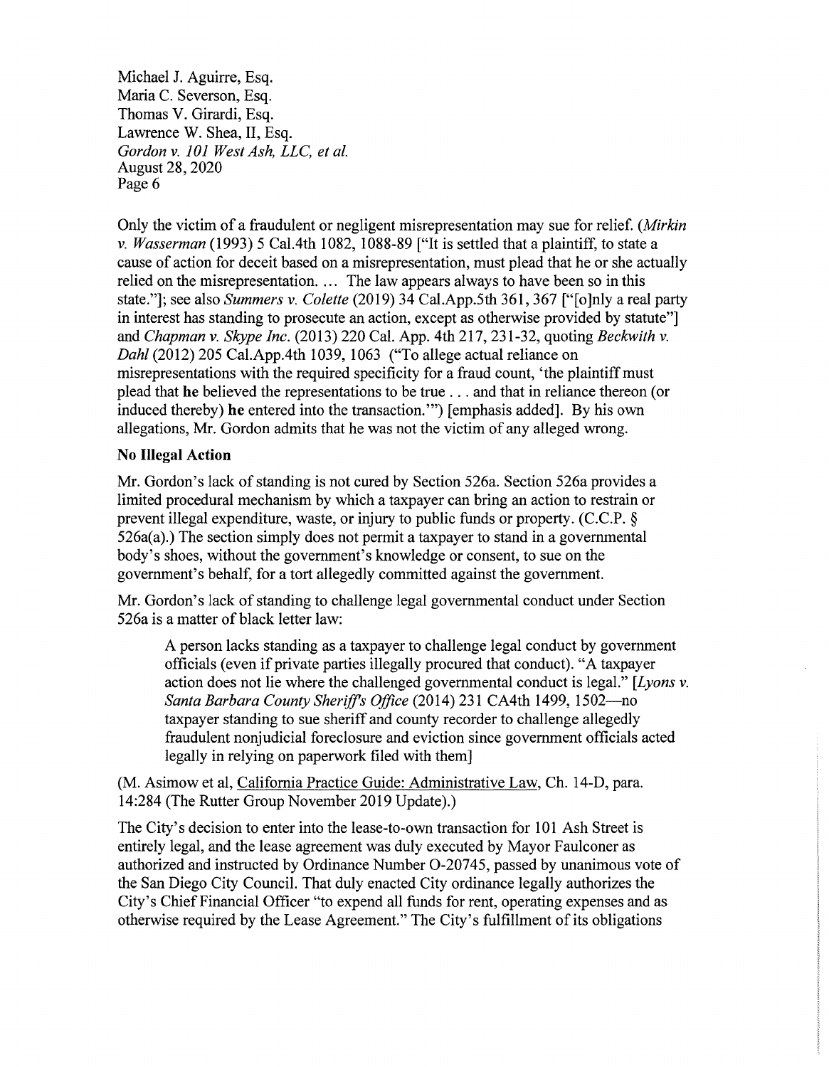Only the victim of a fraudulent or negligent misrepresentation may sue for relief. (*Mirkin v. Wasserman* (1993) 5 Cal.4th 1082, 1088-89 ["It is settled that a plaintiff, to state a cause of action for deceit based on a misrepresentation, must plead that he or she actually relied on the misrepresentation. ... The law appears always to have been so in this state."]; see also *Summers v. Colette* (2019) 34 Cal.App.5th 361, 367 ["[o]nly a real party in interest has standing to prosecute an action, except as otherwise provided by statute"] and *Chapman v. Skype Inc.* (2013) 220 Cal. App. 4th 217, 231-32, quoting *Beckwith v. Dahl* (2012) 205 Cal.App.4th 1039, 1063 ("To allege actual reliance on misrepresentations with the required specificity for a fraud count, 'the plaintiff must plead that **he** believed the representations to be true . . . and that in reliance thereon (or induced thereby) **he** entered into the transaction.'") [emphasis added]. By his own allegations, Mr. Gordon admits that he was not the victim of any alleged wrong.

**No Illegal Action**

Mr. Gordon's lack of standing is not cured by Section 526a. Section 526a provides a limited procedural mechanism by which a taxpayer can bring an action to restrain or prevent illegal expenditure, waste, or injury to public funds or property. (C.C.P. § 526a(a).) The section simply does not permit a taxpayer to stand in a governmental body's shoes, without the government's knowledge or consent, to sue on the government's behalf, for a tort allegedly committed against the government.

Mr. Gordon's lack of standing to challenge legal governmental conduct under Section 526a is a matter of black letter law:

> A person lacks standing as a taxpayer to challenge legal conduct by government officials (even if private parties illegally procured that conduct). "A taxpayer action does not lie where the challenged governmental conduct is legal." [*Lyons v. Santa Barbara County Sheriff's Office* (2014) 231 CA4th 1499, 1502—no taxpayer standing to sue sheriff and county recorder to challenge allegedly fraudulent nonjudicial foreclosure and eviction since government officials acted legally in relying on paperwork filed with them]

(M. Asimow et al, California Practice Guide: Administrative Law, Ch. 14-D, para. 14:284 (The Rutter Group November 2019 Update).)

The City's decision to enter into the lease-to-own transaction for 101 Ash Street is entirely legal, and the lease agreement was duly executed by Mayor Faulconer as authorized and instructed by Ordinance Number O-20745, passed by unanimous vote of the San Diego City Council. That duly enacted City ordinance legally authorizes the City's Chief Financial Officer "to expend all funds for rent, operating expenses and as otherwise required by the Lease Agreement." The City's fulfillment of its obligations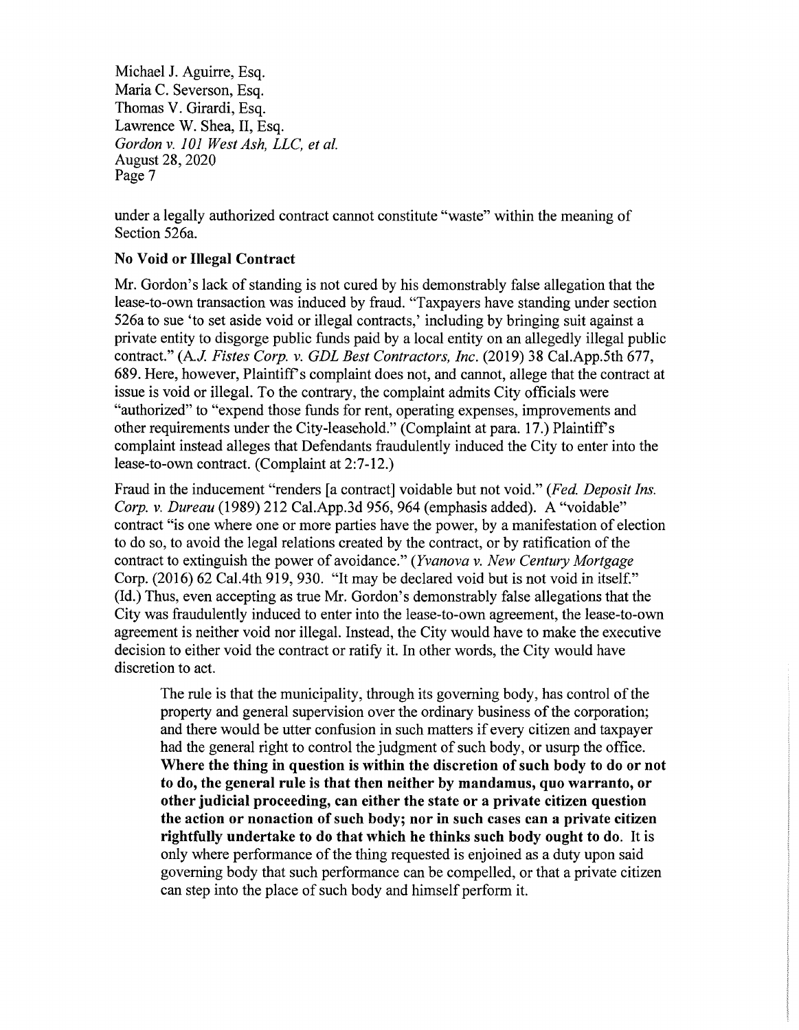under a legally authorized contract cannot constitute "waste" within the meaning of Section 526a.

**No Void or Illegal Contract**

Mr. Gordon's lack of standing is not cured by his demonstrably false allegation that the lease-to-own transaction was induced by fraud. "Taxpayers have standing under section 526a to sue 'to set aside void or illegal contracts,' including by bringing suit against a private entity to disgorge public funds paid by a local entity on an allegedly illegal public contract." (*A.J. Fistes Corp. v. GDL Best Contractors, Inc.* (2019) 38 Cal.App.5th 677, 689. Here, however, Plaintiff's complaint does not, and cannot, allege that the contract at issue is void or illegal. To the contrary, the complaint admits City officials were "authorized" to "expend those funds for rent, operating expenses, improvements and other requirements under the City-leasehold." (Complaint at para. 17.) Plaintiff's complaint instead alleges that Defendants fraudulently induced the City to enter into the lease-to-own contract. (Complaint at 2:7-12.)

Fraud in the inducement "renders [a contract] voidable but not void." (*Fed. Deposit Ins. Corp. v. Dureau* (1989) 212 Cal.App.3d 956, 964 (emphasis added). A "voidable" contract "is one where one or more parties have the power, by a manifestation of election to do so, to avoid the legal relations created by the contract, or by ratification of the contract to extinguish the power of avoidance." (*Yvanova v. New Century Mortgage* Corp. (2016) 62 Cal.4th 919, 930. "It may be declared void but is not void in itself." (Id.) Thus, even accepting as true Mr. Gordon's demonstrably false allegations that the City was fraudulently induced to enter into the lease-to-own agreement, the lease-to-own agreement is neither void nor illegal. Instead, the City would have to make the executive decision to either void the contract or ratify it. In other words, the City would have discretion to act.

> The rule is that the municipality, through its governing body, has control of the property and general supervision over the ordinary business of the corporation; and there would be utter confusion in such matters if every citizen and taxpayer had the general right to control the judgment of such body, or usurp the office. **Where the thing in question is within the discretion of such body to do or not to do, the general rule is that then neither by mandamus, quo warranto, or other judicial proceeding, can either the state or a private citizen question the action or nonaction of such body; nor in such cases can a private citizen rightfully undertake to do that which he thinks such body ought to do.** It is only where performance of the thing requested is enjoined as a duty upon said governing body that such performance can be compelled, or that a private citizen can step into the place of such body and himself perform it.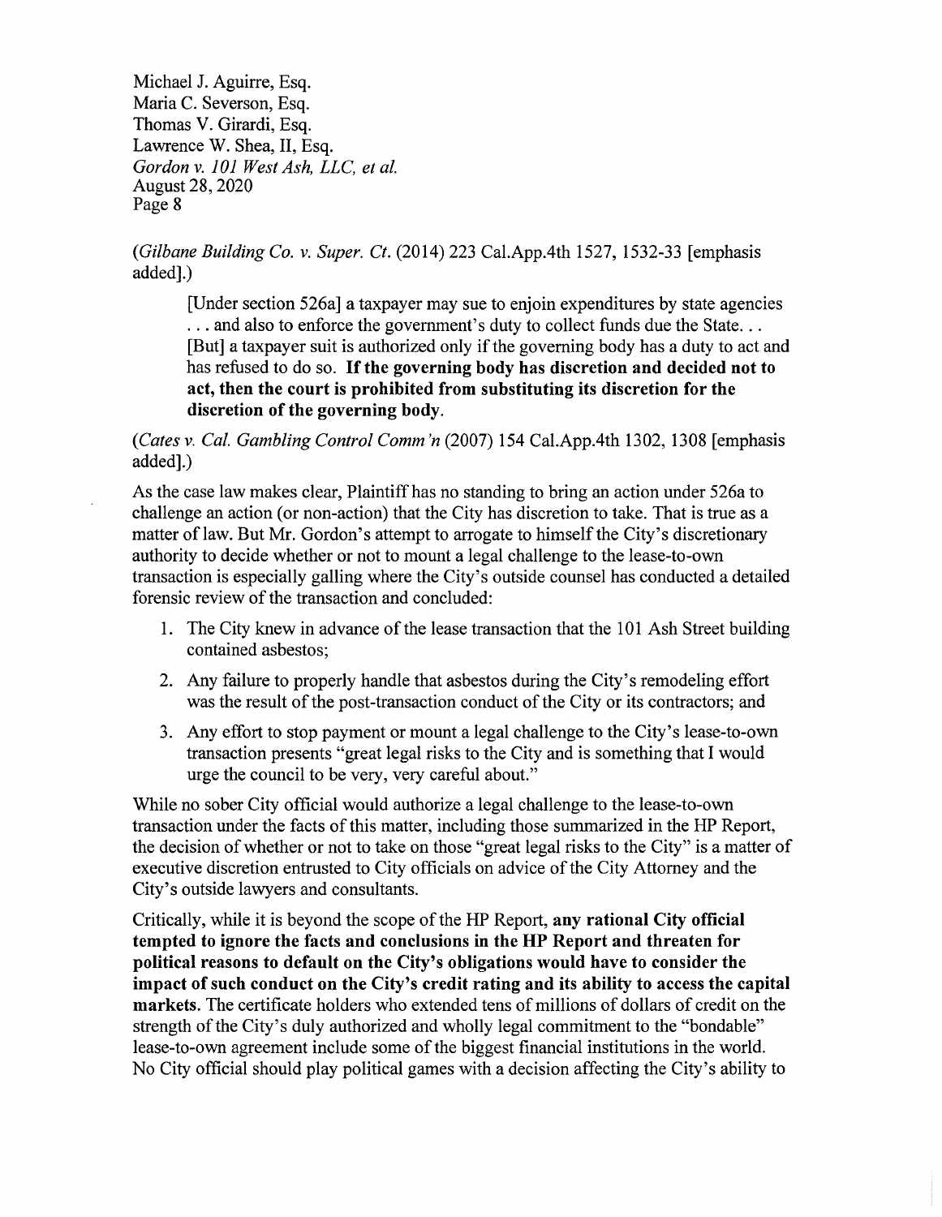(*Gilbane Building Co. v. Super. Ct.* (2014) 223 Cal.App.4th 1527, 1532-33 [emphasis added].)

> [Under section 526a] a taxpayer may sue to enjoin expenditures by state agencies . . . and also to enforce the government's duty to collect funds due the State. . . [But] a taxpayer suit is authorized only if the governing body has a duty to act and has refused to do so. **If the governing body has discretion and decided not to act, then the court is prohibited from substituting its discretion for the discretion of the governing body.**

(*Cates v. Cal. Gambling Control Comm'n* (2007) 154 Cal.App.4th 1302, 1308 [emphasis added].)

As the case law makes clear, Plaintiff has no standing to bring an action under 526a to challenge an action (or non-action) that the City has discretion to take. That is true as a matter of law. But Mr. Gordon's attempt to arrogate to himself the City's discretionary authority to decide whether or not to mount a legal challenge to the lease-to-own transaction is especially galling where the City's outside counsel has conducted a detailed forensic review of the transaction and concluded:

1. The City knew in advance of the lease transaction that the 101 Ash Street building contained asbestos;
2. Any failure to properly handle that asbestos during the City's remodeling effort was the result of the post-transaction conduct of the City or its contractors; and
3. Any effort to stop payment or mount a legal challenge to the City's lease-to-own transaction presents "great legal risks to the City and is something that I would urge the council to be very, very careful about."

While no sober City official would authorize a legal challenge to the lease-to-own transaction under the facts of this matter, including those summarized in the HP Report, the decision of whether or not to take on those "great legal risks to the City" is a matter of executive discretion entrusted to City officials on advice of the City Attorney and the City's outside lawyers and consultants.

Critically, while it is beyond the scope of the HP Report, **any rational City official tempted to ignore the facts and conclusions in the HP Report and threaten for political reasons to default on the City's obligations would have to consider the impact of such conduct on the City's credit rating and its ability to access the capital markets.** The certificate holders who extended tens of millions of dollars of credit on the strength of the City's duly authorized and wholly legal commitment to the "bondable" lease-to-own agreement include some of the biggest financial institutions in the world. No City official should play political games with a decision affecting the City's ability to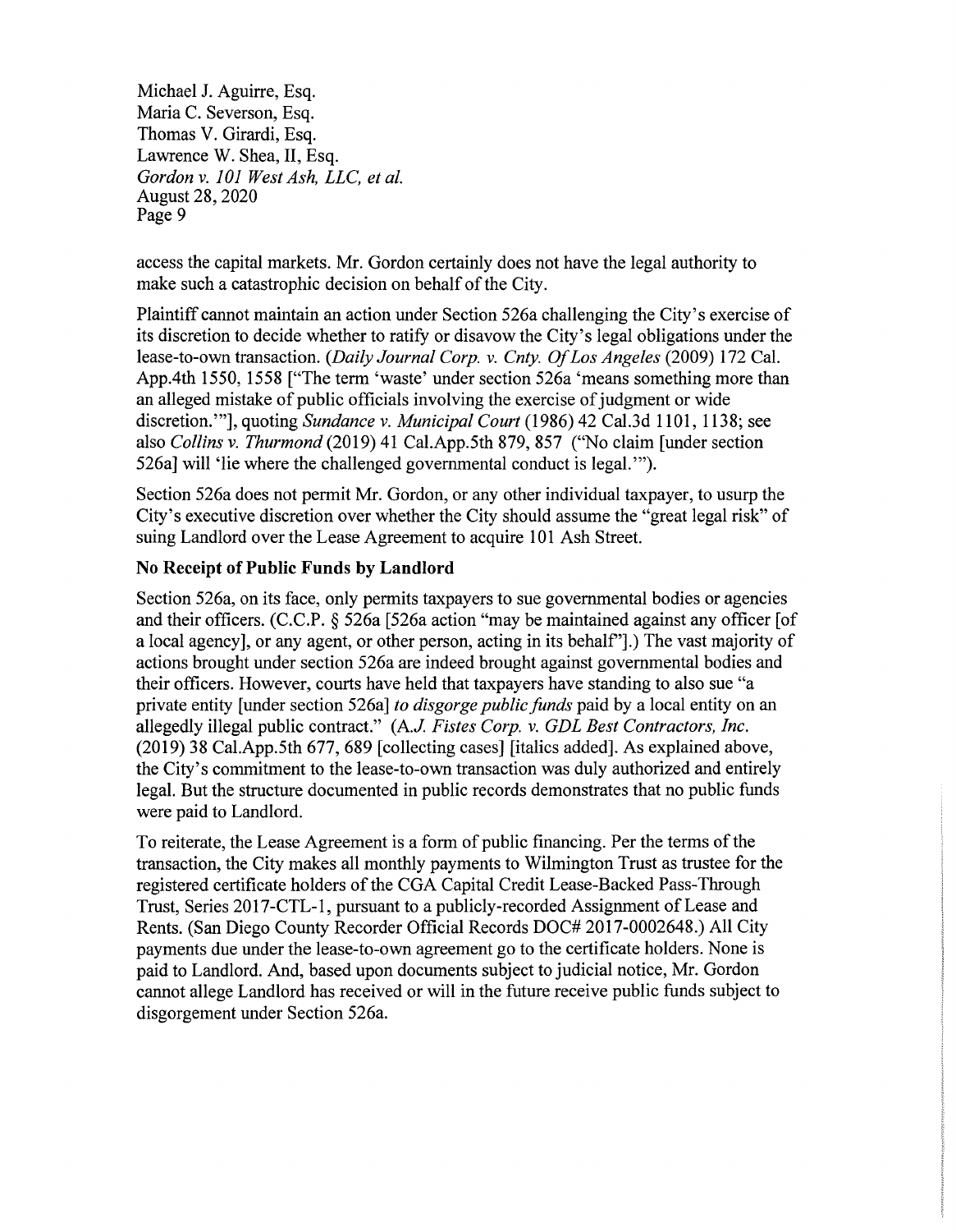access the capital markets. Mr. Gordon certainly does not have the legal authority to make such a catastrophic decision on behalf of the City.

Plaintiff cannot maintain an action under Section 526a challenging the City's exercise of its discretion to decide whether to ratify or disavow the City's legal obligations under the lease-to-own transaction. (*Daily Journal Corp. v. Cnty. Of Los Angeles* (2009) 172 Cal. App.4th 1550, 1558 ["The term 'waste' under section 526a 'means something more than an alleged mistake of public officials involving the exercise of judgment or wide discretion.'"], quoting *Sundance v. Municipal Court* (1986) 42 Cal.3d 1101, 1138; see also *Collins v. Thurmond* (2019) 41 Cal.App.5th 879, 857 ("No claim [under section 526a] will 'lie where the challenged governmental conduct is legal.'").

Section 526a does not permit Mr. Gordon, or any other individual taxpayer, to usurp the City's executive discretion over whether the City should assume the "great legal risk" of suing Landlord over the Lease Agreement to acquire 101 Ash Street.

**No Receipt of Public Funds by Landlord**

Section 526a, on its face, only permits taxpayers to sue governmental bodies or agencies and their officers. (C.C.P. § 526a [526a action "may be maintained against any officer [of a local agency], or any agent, or other person, acting in its behalf"].) The vast majority of actions brought under section 526a are indeed brought against governmental bodies and their officers. However, courts have held that taxpayers have standing to also sue "a private entity [under section 526a] *to disgorge public funds* paid by a local entity on an allegedly illegal public contract." (*A.J. Fistes Corp. v. GDL Best Contractors, Inc.* (2019) 38 Cal.App.5th 677, 689 [collecting cases] [italics added]. As explained above, the City's commitment to the lease-to-own transaction was duly authorized and entirely legal. But the structure documented in public records demonstrates that no public funds were paid to Landlord.

To reiterate, the Lease Agreement is a form of public financing. Per the terms of the transaction, the City makes all monthly payments to Wilmington Trust as trustee for the registered certificate holders of the CGA Capital Credit Lease-Backed Pass-Through Trust, Series 2017-CTL-1, pursuant to a publicly-recorded Assignment of Lease and Rents. (San Diego County Recorder Official Records DOC# 2017-0002648.) All City payments due under the lease-to-own agreement go to the certificate holders. None is paid to Landlord. And, based upon documents subject to judicial notice, Mr. Gordon cannot allege Landlord has received or will in the future receive public funds subject to disgorgement under Section 526a.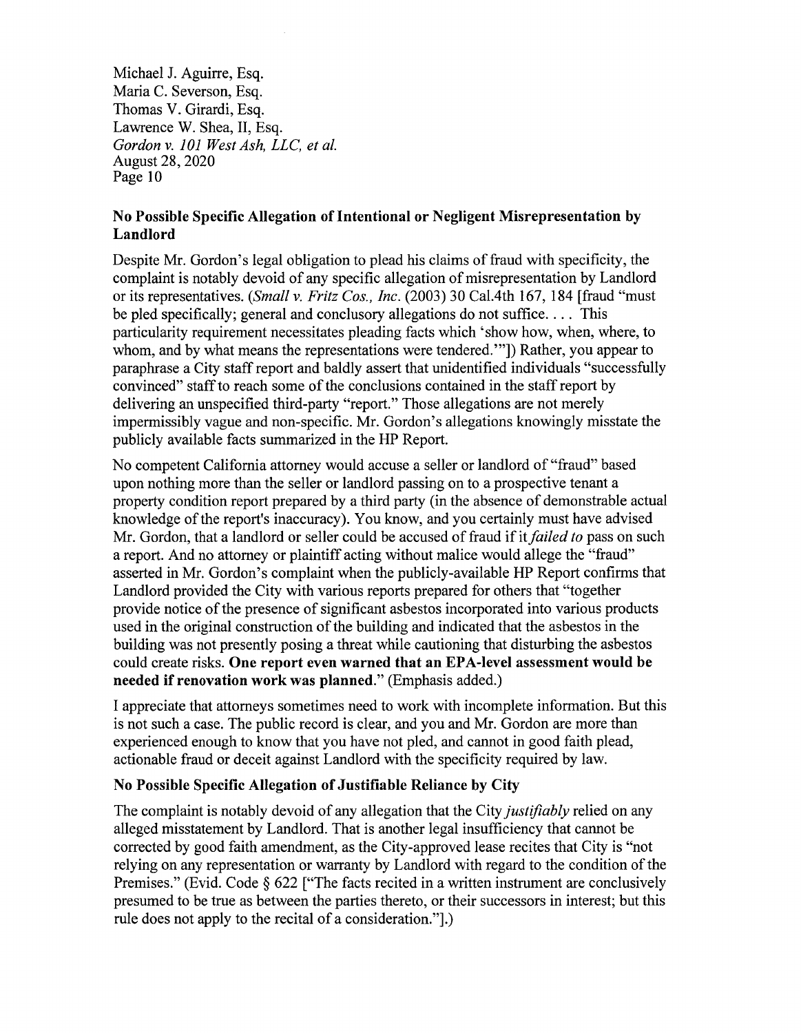## No Possible Specific Allegation of Intentional or Negligent Misrepresentation by Landlord

Despite Mr. Gordon's legal obligation to plead his claims of fraud with specificity, the complaint is notably devoid of any specific allegation of misrepresentation by Landlord or its representatives. (*Small v. Fritz Cos., Inc.* (2003) 30 Cal.4th 167, 184 [fraud "must be pled specifically; general and conclusory allegations do not suffice. . . . This particularity requirement necessitates pleading facts which 'show how, when, where, to whom, and by what means the representations were tendered.'"]) Rather, you appear to paraphrase a City staff report and baldly assert that unidentified individuals "successfully convinced" staff to reach some of the conclusions contained in the staff report by delivering an unspecified third-party "report." Those allegations are not merely impermissibly vague and non-specific. Mr. Gordon's allegations knowingly misstate the publicly available facts summarized in the HP Report.

No competent California attorney would accuse a seller or landlord of "fraud" based upon nothing more than the seller or landlord passing on to a prospective tenant a property condition report prepared by a third party (in the absence of demonstrable actual knowledge of the report's inaccuracy). You know, and you certainly must have advised Mr. Gordon, that a landlord or seller could be accused of fraud if it *failed to* pass on such a report. And no attorney or plaintiff acting without malice would allege the "fraud" asserted in Mr. Gordon's complaint when the publicly-available HP Report confirms that Landlord provided the City with various reports prepared for others that "together provide notice of the presence of significant asbestos incorporated into various products used in the original construction of the building and indicated that the asbestos in the building was not presently posing a threat while cautioning that disturbing the asbestos could create risks. **One report even warned that an EPA-level assessment would be needed if renovation work was planned**." (Emphasis added.)

I appreciate that attorneys sometimes need to work with incomplete information. But this is not such a case. The public record is clear, and you and Mr. Gordon are more than experienced enough to know that you have not pled, and cannot in good faith plead, actionable fraud or deceit against Landlord with the specificity required by law.

## No Possible Specific Allegation of Justifiable Reliance by City

The complaint is notably devoid of any allegation that the City *justifiably* relied on any alleged misstatement by Landlord. That is another legal insufficiency that cannot be corrected by good faith amendment, as the City-approved lease recites that City is "not relying on any representation or warranty by Landlord with regard to the condition of the Premises." (Evid. Code § 622 ["The facts recited in a written instrument are conclusively presumed to be true as between the parties thereto, or their successors in interest; but this rule does not apply to the recital of a consideration."].)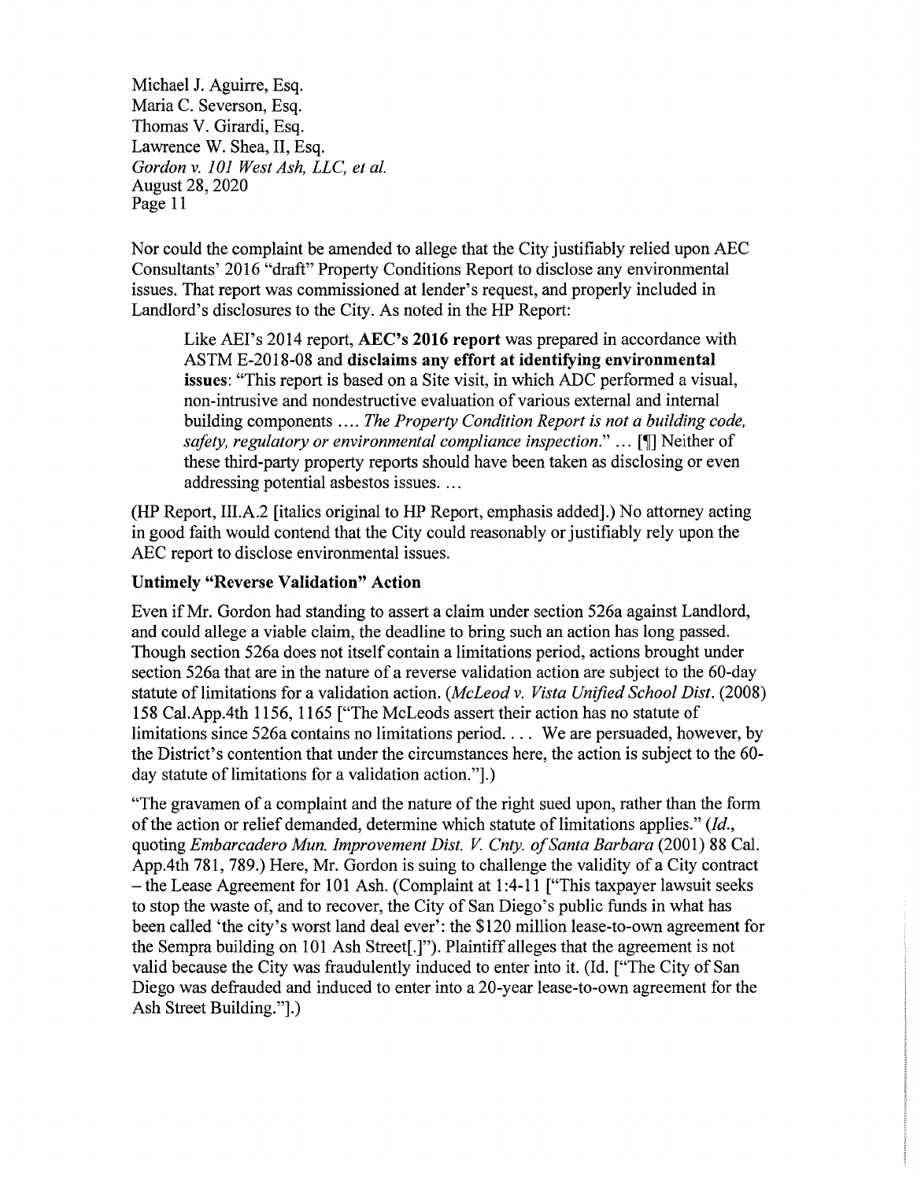Nor could the complaint be amended to allege that the City justifiably relied upon AEC Consultants' 2016 "draft" Property Conditions Report to disclose any environmental issues. That report was commissioned at lender's request, and properly included in Landlord's disclosures to the City. As noted in the HP Report:

> Like AEI's 2014 report, **AEC's 2016 report** was prepared in accordance with ASTM E-2018-08 and **disclaims any effort at identifying environmental issues**: "This report is based on a Site visit, in which ADC performed a visual, non-intrusive and nondestructive evaluation of various external and internal building components .... *The Property Condition Report is not a building code, safety, regulatory or environmental compliance inspection.*" ... [¶] Neither of these third-party property reports should have been taken as disclosing or even addressing potential asbestos issues. ...

(HP Report, III.A.2 [italics original to HP Report, emphasis added].) No attorney acting in good faith would contend that the City could reasonably or justifiably rely upon the AEC report to disclose environmental issues.

**Untimely "Reverse Validation" Action**

Even if Mr. Gordon had standing to assert a claim under section 526a against Landlord, and could allege a viable claim, the deadline to bring such an action has long passed. Though section 526a does not itself contain a limitations period, actions brought under section 526a that are in the nature of a reverse validation action are subject to the 60-day statute of limitations for a validation action. (*McLeod v. Vista Unified School Dist.* (2008) 158 Cal.App.4th 1156, 1165 ["The McLeods assert their action has no statute of limitations since 526a contains no limitations period. . . . We are persuaded, however, by the District's contention that under the circumstances here, the action is subject to the 60-day statute of limitations for a validation action."].)

"The gravamen of a complaint and the nature of the right sued upon, rather than the form of the action or relief demanded, determine which statute of limitations applies." (*Id.*, quoting *Embarcadero Mun. Improvement Dist. V. Cnty. of Santa Barbara* (2001) 88 Cal. App.4th 781, 789.) Here, Mr. Gordon is suing to challenge the validity of a City contract – the Lease Agreement for 101 Ash. (Complaint at 1:4-11 ["This taxpayer lawsuit seeks to stop the waste of, and to recover, the City of San Diego's public funds in what has been called 'the city's worst land deal ever': the $120 million lease-to-own agreement for the Sempra building on 101 Ash Street[.]"). Plaintiff alleges that the agreement is not valid because the City was fraudulently induced to enter into it. (Id. ["The City of San Diego was defrauded and induced to enter into a 20-year lease-to-own agreement for the Ash Street Building."].)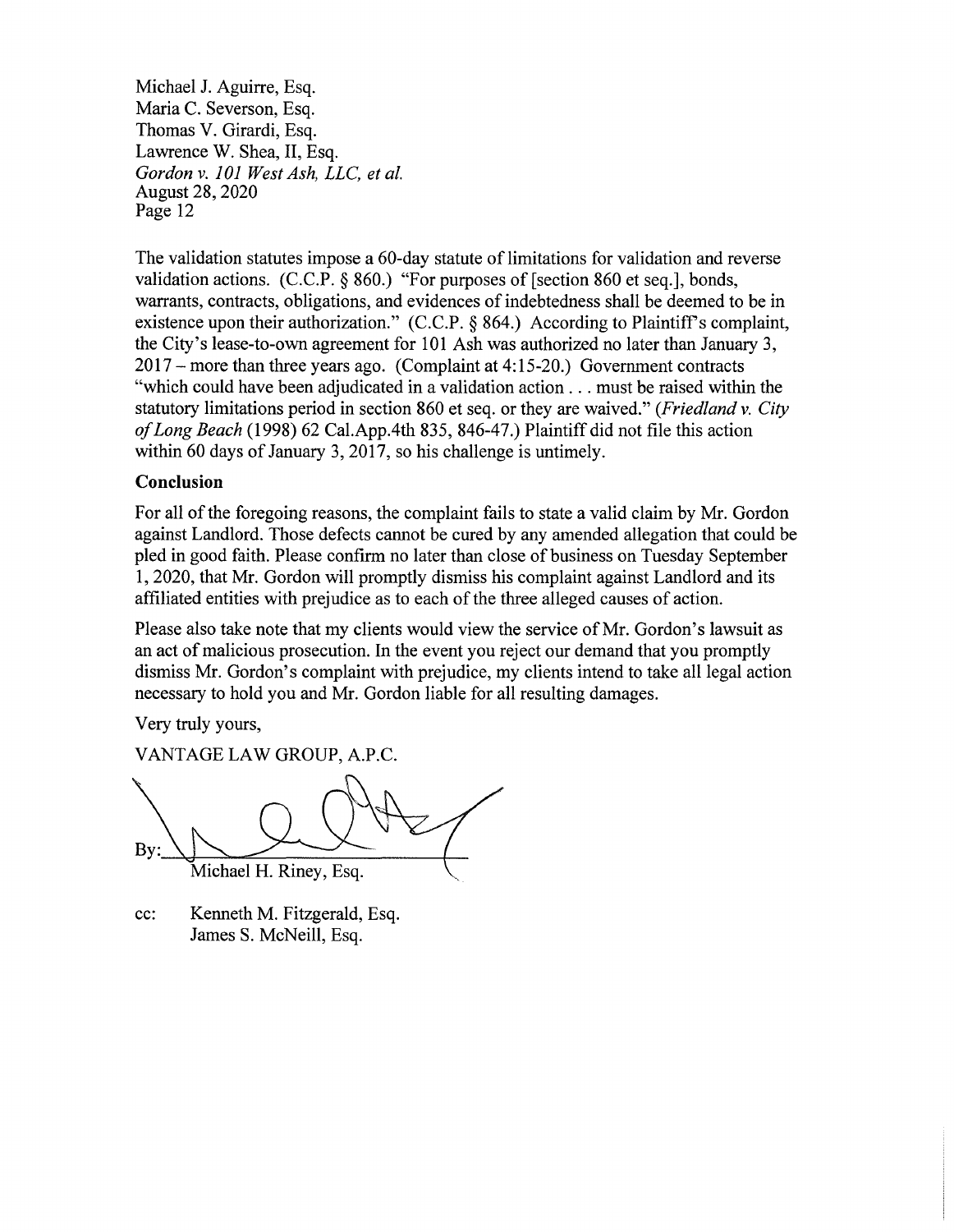The validation statutes impose a 60-day statute of limitations for validation and reverse validation actions. (C.C.P. § 860.) "For purposes of [section 860 et seq.], bonds, warrants, contracts, obligations, and evidences of indebtedness shall be deemed to be in existence upon their authorization." (C.C.P. § 864.) According to Plaintiff's complaint, the City's lease-to-own agreement for 101 Ash was authorized no later than January 3, 2017 – more than three years ago. (Complaint at 4:15-20.) Government contracts "which could have been adjudicated in a validation action . . . must be raised within the statutory limitations period in section 860 et seq. or they are waived." (*Friedland v. City of Long Beach* (1998) 62 Cal.App.4th 835, 846-47.) Plaintiff did not file this action within 60 days of January 3, 2017, so his challenge is untimely.

**Conclusion**

For all of the foregoing reasons, the complaint fails to state a valid claim by Mr. Gordon against Landlord. Those defects cannot be cured by any amended allegation that could be pled in good faith. Please confirm no later than close of business on Tuesday September 1, 2020, that Mr. Gordon will promptly dismiss his complaint against Landlord and its affiliated entities with prejudice as to each of the three alleged causes of action.

Please also take note that my clients would view the service of Mr. Gordon's lawsuit as an act of malicious prosecution. In the event you reject our demand that you promptly dismiss Mr. Gordon's complaint with prejudice, my clients intend to take all legal action necessary to hold you and Mr. Gordon liable for all resulting damages.

Very truly yours,

VANTAGE LAW GROUP, A.P.C.

By: ______________________
Michael H. Riney, Esq.

cc: Kenneth M. Fitzgerald, Esq.
James S. McNeill, Esq.